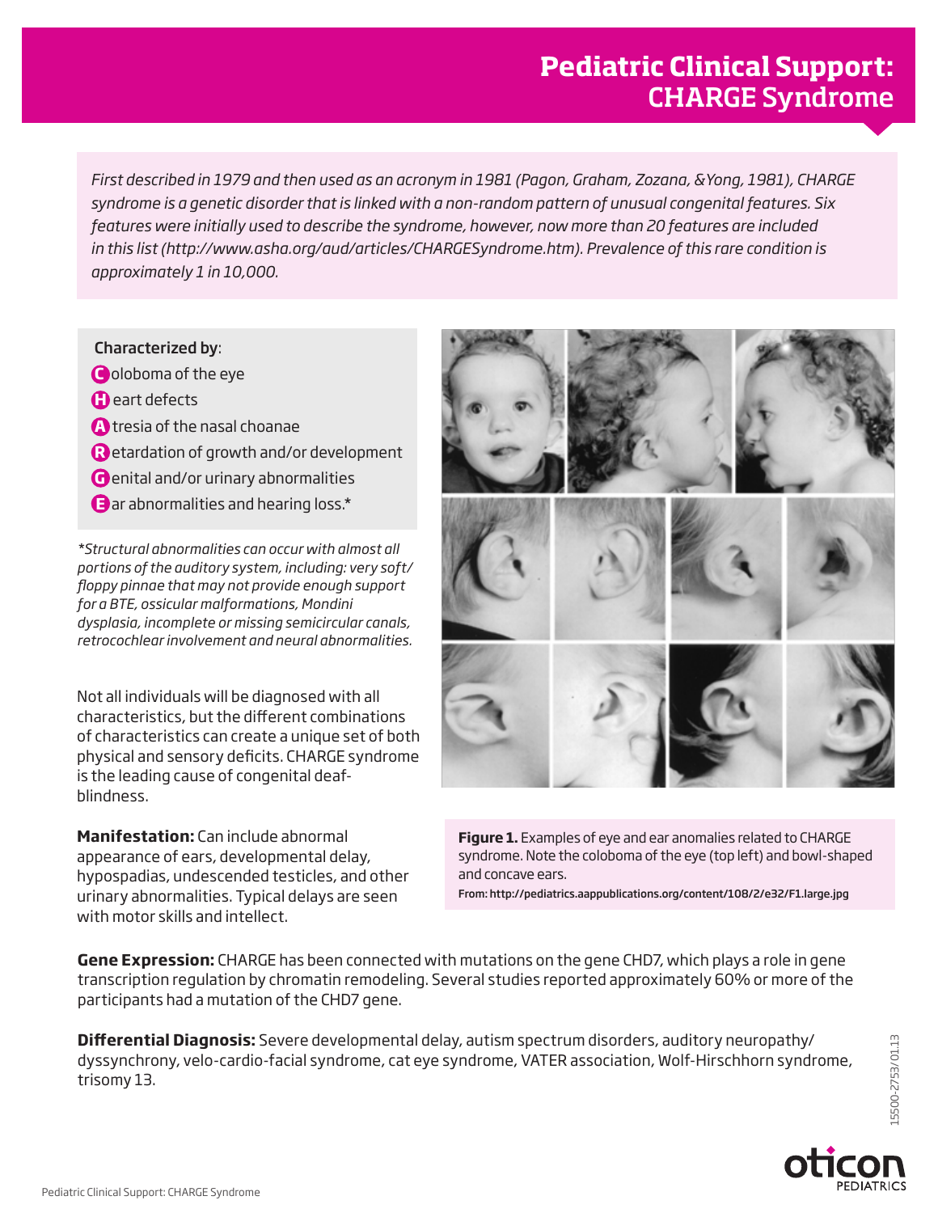# Pediatric Clinical Support: CHARGE Syndrome

*First described in 1979 and then used as an acronym in 1981 (Pagon, Graham, Zozana, &Yong, 1981), CHARGE syndrome is a genetic disorder that is linked with a non-random pattern of unusual congenital features. Six features were initially used to describe the syndrome, however, now more than 20 features are included in this list (http://www.asha.org/aud/articles/CHARGESyndrome.htm). Prevalence of this rare condition is approximately 1 in 10,000.*

**Characterized by**:

- **C**oloboma of the eye
- **H**eart defects
- **A**tresia of the nasal choanae
- **R**etardation of growth and/or development
- **G**enital and/or urinary abnormalities
- **E**ar abnormalities and hearing loss.*

*\*Structural abnormalities can occur with almost all portions of the auditory system, including: very soft/ floppy pinnae that may not provide enough support for a BTE, ossicular malformations, Mondini dysplasia, incomplete or missing semicircular canals, retrocochlear involvement and neural abnormalities.*

Not all individuals will be diagnosed with all characteristics, but the different combinations of characteristics can create a unique set of both physical and sensory deficits. CHARGE syndrome is the leading cause of congenital deaf-blindness.

**Manifestation:** Can include abnormal appearance of ears, developmental delay, hypospadias, undescended testicles, and other urinary abnormalities. Typical delays are seen with motor skills and intellect.

**Figure 1.** Examples of eye and ear anomalies related to CHARGE syndrome. Note the coloboma of the eye (top left) and bowl-shaped and concave ears.

From: http://pediatrics.aappublications.org/content/108/2/e32/F1.large.jpg

**Gene Expression:** CHARGE has been connected with mutations on the gene CHD7, which plays a role in gene transcription regulation by chromatin remodeling. Several studies reported approximately 60% or more of the participants had a mutation of the CHD7 gene.

**Differential Diagnosis:** Severe developmental delay, autism spectrum disorders, auditory neuropathy/ dyssynchrony, velo-cardio-facial syndrome, cat eye syndrome, VATER association, Wolf-Hirschhorn syndrome, trisomy 13.

15500-2753/01.13

oticon PEDIATRICS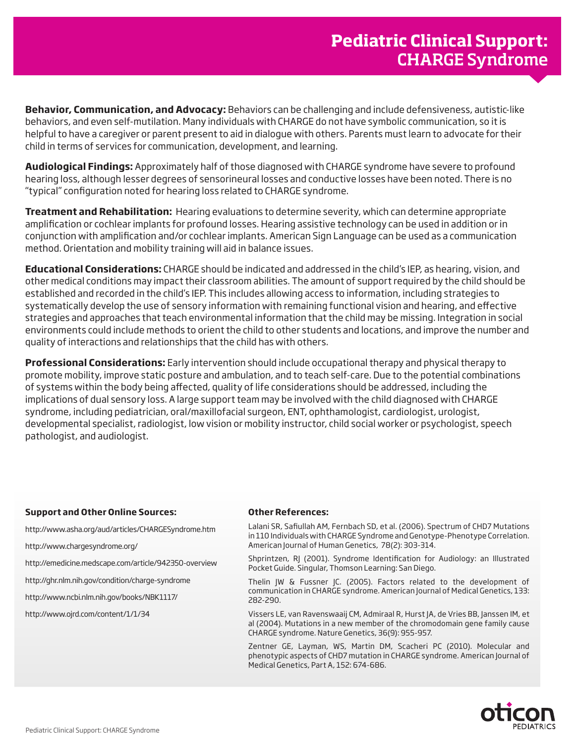# Pediatric Clinical Support: CHARGE Syndrome

**Behavior, Communication, and Advocacy:** Behaviors can be challenging and include defensiveness, autistic-like behaviors, and even self-mutilation. Many individuals with CHARGE do not have symbolic communication, so it is helpful to have a caregiver or parent present to aid in dialogue with others. Parents must learn to advocate for their child in terms of services for communication, development, and learning.

**Audiological Findings:** Approximately half of those diagnosed with CHARGE syndrome have severe to profound hearing loss, although lesser degrees of sensorineural losses and conductive losses have been noted. There is no "typical" configuration noted for hearing loss related to CHARGE syndrome.

**Treatment and Rehabilitation:** Hearing evaluations to determine severity, which can determine appropriate amplification or cochlear implants for profound losses. Hearing assistive technology can be used in addition or in conjunction with amplification and/or cochlear implants. American Sign Language can be used as a communication method. Orientation and mobility training will aid in balance issues.

**Educational Considerations:** CHARGE should be indicated and addressed in the child's IEP, as hearing, vision, and other medical conditions may impact their classroom abilities. The amount of support required by the child should be established and recorded in the child's IEP. This includes allowing access to information, including strategies to systematically develop the use of sensory information with remaining functional vision and hearing, and effective strategies and approaches that teach environmental information that the child may be missing. Integration in social environments could include methods to orient the child to other students and locations, and improve the number and quality of interactions and relationships that the child has with others.

**Professional Considerations:** Early intervention should include occupational therapy and physical therapy to promote mobility, improve static posture and ambulation, and to teach self-care. Due to the potential combinations of systems within the body being affected, quality of life considerations should be addressed, including the implications of dual sensory loss. A large support team may be involved with the child diagnosed with CHARGE syndrome, including pediatrician, oral/maxillofacial surgeon, ENT, ophthamologist, cardiologist, urologist, developmental specialist, radiologist, low vision or mobility instructor, child social worker or psychologist, speech pathologist, and audiologist.

**Support and Other Online Sources:**

http://www.asha.org/aud/articles/CHARGESyndrome.htm

http://www.chargesyndrome.org/

http://emedicine.medscape.com/article/942350-overview

http://ghr.nlm.nih.gov/condition/charge-syndrome

http://www.ncbi.nlm.nih.gov/books/NBK1117/

http://www.ojrd.com/content/1/1/34

**Other References:**

Lalani SR, Safiullah AM, Fernbach SD, et al. (2006). Spectrum of CHD7 Mutations in 110 Individuals with CHARGE Syndrome and Genotype-Phenotype Correlation. American Journal of Human Genetics, 78(2): 303-314.

Shprintzen, RJ (2001). Syndrome Identification for Audiology: an Illustrated Pocket Guide. Singular, Thomson Learning: San Diego.

Thelin JW & Fussner JC. (2005). Factors related to the development of communication in CHARGE syndrome. American Journal of Medical Genetics, 133: 282-290.

Vissers LE, van Ravenswaaij CM, Admiraal R, Hurst JA, de Vries BB, Janssen IM, et al (2004). Mutations in a new member of the chromodomain gene family cause CHARGE syndrome. Nature Genetics, 36(9): 955-957.

Zentner GE, Layman, WS, Martin DM, Scacheri PC (2010). Molecular and phenotypic aspects of CHD7 mutation in CHARGE syndrome. American Journal of Medical Genetics, Part A, 152: 674-686.

oticon PEDIATRICS